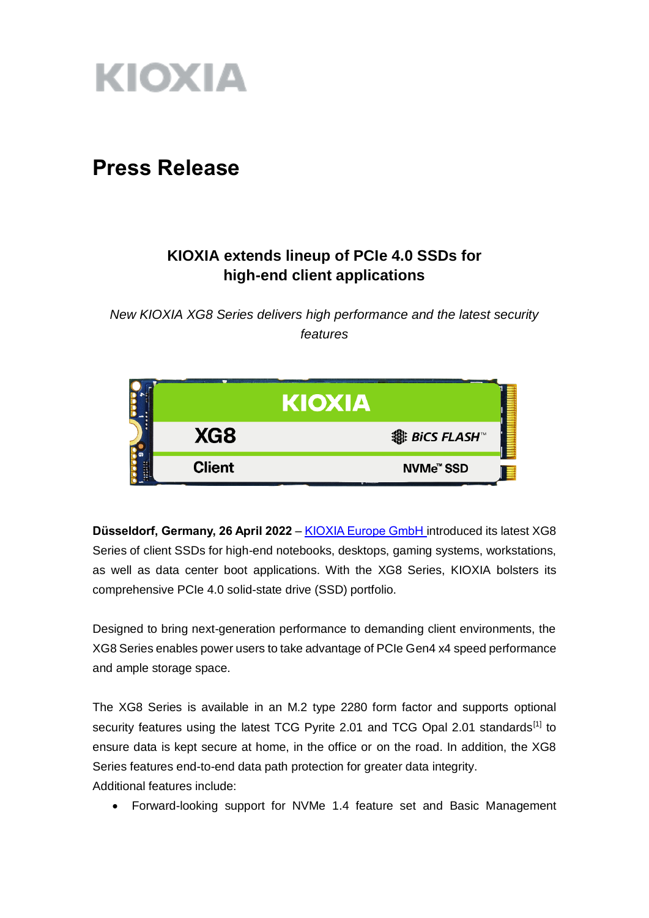KIOXIA

# Press Release

## KIOXIA extends lineup of PCIe 4.0 SSDs for high-end client applications

*New KIOXIA XG8 Series delivers high performance and the latest security features*

**Düsseldorf, Germany, 26 April 2022** – KIOXIA Europe GmbH introduced its latest XG8 Series of client SSDs for high-end notebooks, desktops, gaming systems, workstations, as well as data center boot applications. With the XG8 Series, KIOXIA bolsters its comprehensive PCIe 4.0 solid-state drive (SSD) portfolio.

Designed to bring next-generation performance to demanding client environments, the XG8 Series enables power users to take advantage of PCIe Gen4 x4 speed performance and ample storage space.

The XG8 Series is available in an M.2 type 2280 form factor and supports optional security features using the latest TCG Pyrite 2.01 and TCG Opal 2.01 standards[1] to ensure data is kept secure at home, in the office or on the road. In addition, the XG8 Series features end-to-end data path protection for greater data integrity.
Additional features include:

- Forward-looking support for NVMe 1.4 feature set and Basic Management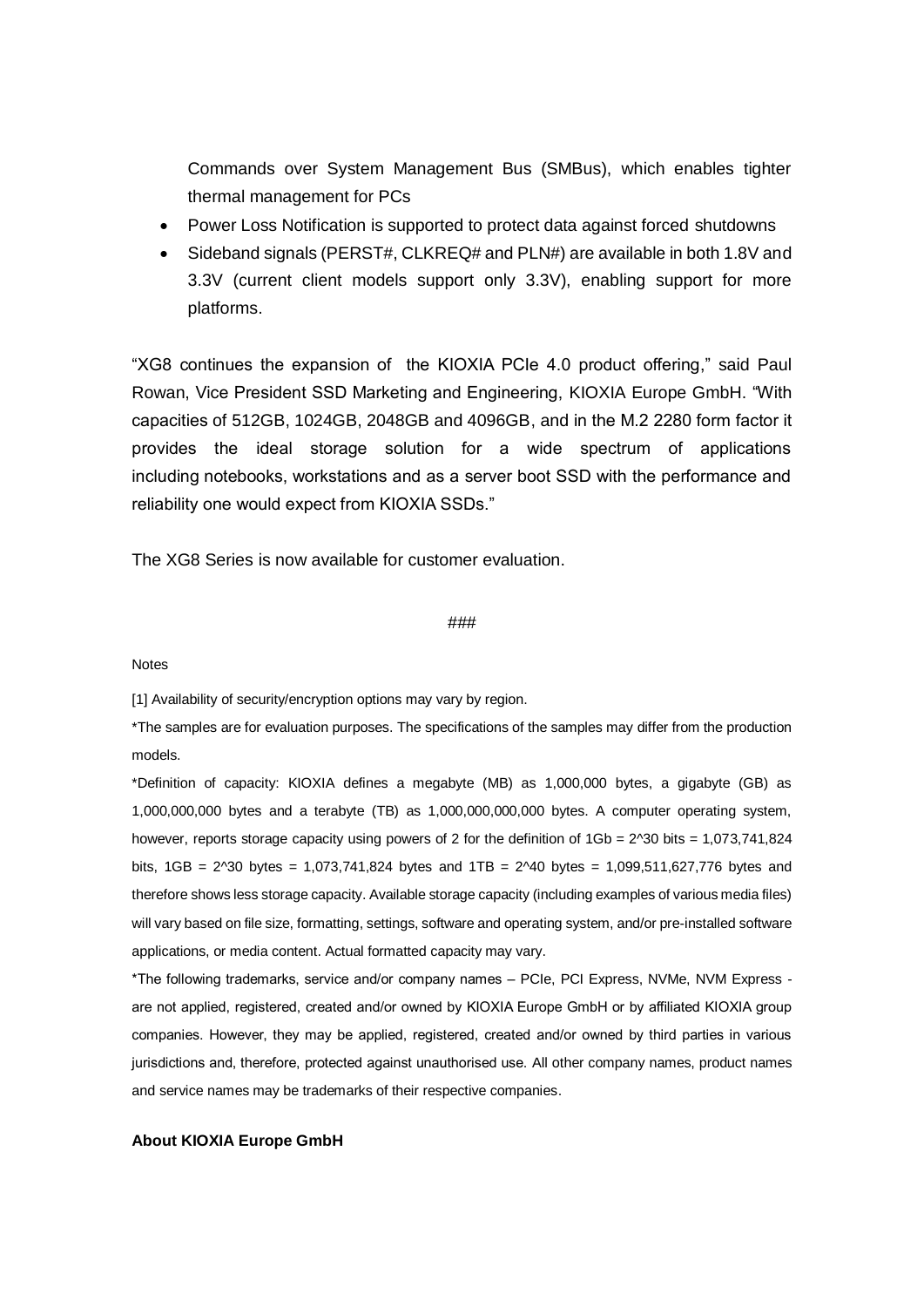Commands over System Management Bus (SMBus), which enables tighter thermal management for PCs

- Power Loss Notification is supported to protect data against forced shutdowns
- Sideband signals (PERST#, CLKREQ# and PLN#) are available in both 1.8V and 3.3V (current client models support only 3.3V), enabling support for more platforms.

"XG8 continues the expansion of the KIOXIA PCIe 4.0 product offering," said Paul Rowan, Vice President SSD Marketing and Engineering, KIOXIA Europe GmbH. "With capacities of 512GB, 1024GB, 2048GB and 4096GB, and in the M.2 2280 form factor it provides the ideal storage solution for a wide spectrum of applications including notebooks, workstations and as a server boot SSD with the performance and reliability one would expect from KIOXIA SSDs."

The XG8 Series is now available for customer evaluation.

###

Notes

[1] Availability of security/encryption options may vary by region.

*The samples are for evaluation purposes. The specifications of the samples may differ from the production models.

*Definition of capacity: KIOXIA defines a megabyte (MB) as 1,000,000 bytes, a gigabyte (GB) as 1,000,000,000 bytes and a terabyte (TB) as 1,000,000,000,000 bytes. A computer operating system, however, reports storage capacity using powers of 2 for the definition of 1Gb = 2^30 bits = 1,073,741,824 bits, 1GB = 2^30 bytes = 1,073,741,824 bytes and 1TB = 2^40 bytes = 1,099,511,627,776 bytes and therefore shows less storage capacity. Available storage capacity (including examples of various media files) will vary based on file size, formatting, settings, software and operating system, and/or pre-installed software applications, or media content. Actual formatted capacity may vary.

*The following trademarks, service and/or company names – PCIe, PCI Express, NVMe, NVM Express - are not applied, registered, created and/or owned by KIOXIA Europe GmbH or by affiliated KIOXIA group companies. However, they may be applied, registered, created and/or owned by third parties in various jurisdictions and, therefore, protected against unauthorised use. All other company names, product names and service names may be trademarks of their respective companies.

**About KIOXIA Europe GmbH**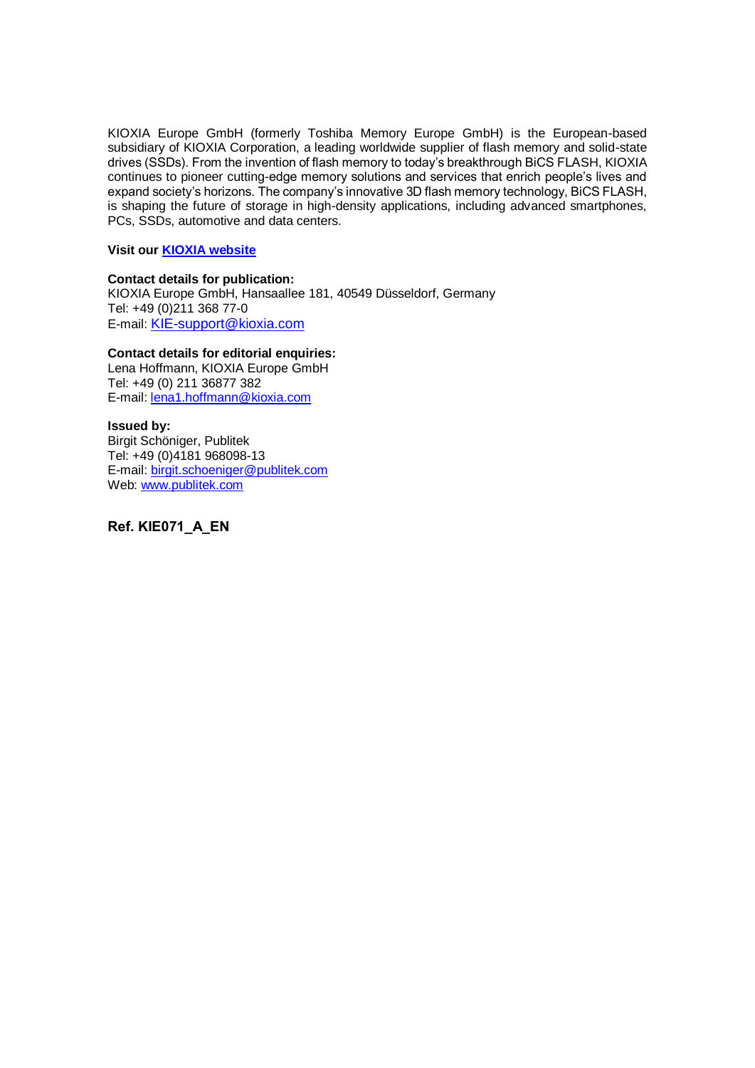KIOXIA Europe GmbH (formerly Toshiba Memory Europe GmbH) is the European-based subsidiary of KIOXIA Corporation, a leading worldwide supplier of flash memory and solid-state drives (SSDs). From the invention of flash memory to today's breakthrough BiCS FLASH, KIOXIA continues to pioneer cutting-edge memory solutions and services that enrich people's lives and expand society's horizons. The company's innovative 3D flash memory technology, BiCS FLASH, is shaping the future of storage in high-density applications, including advanced smartphones, PCs, SSDs, automotive and data centers.

**Visit our KIOXIA website**

**Contact details for publication:**
KIOXIA Europe GmbH, Hansaallee 181, 40549 Düsseldorf, Germany
Tel: +49 (0)211 368 77-0
E-mail: KIE-support@kioxia.com

**Contact details for editorial enquiries:**
Lena Hoffmann, KIOXIA Europe GmbH
Tel: +49 (0) 211 36877 382
E-mail: lena1.hoffmann@kioxia.com

**Issued by:**
Birgit Schöniger, Publitek
Tel: +49 (0)4181 968098-13
E-mail: birgit.schoeniger@publitek.com
Web: www.publitek.com

**Ref. KIE071_A_EN**